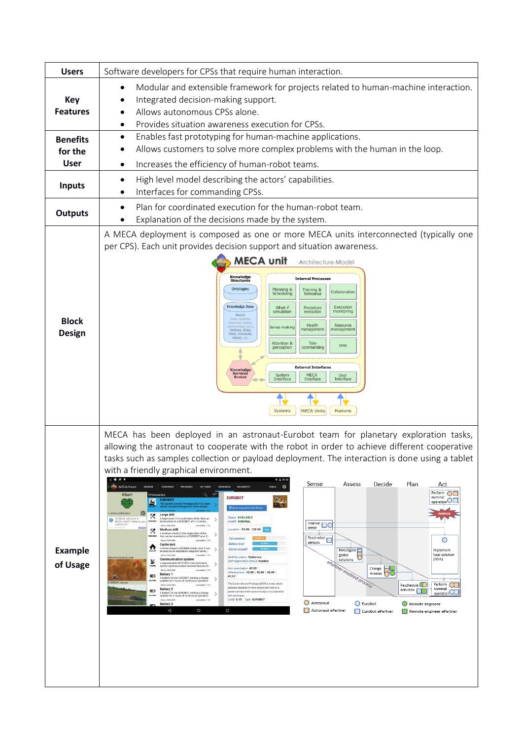| | |
|---|---|
| **Users** | Software developers for CPSs that require human interaction. |
| **Key Features** | • Modular and extensible framework for projects related to human-machine interaction.<br>• Integrated decision-making support.<br>• Allows autonomous CPSs alone.<br>• Provides situation awareness execution for CPSs. |
| **Benefits for the User** | • Enables fast prototyping for human-machine applications.<br>• Allows customers to solve more complex problems with the human in the loop.<br>• Increases the efficiency of human-robot teams. |
| **Inputs** | • High level model describing the actors' capabilities.<br>• Interfaces for commanding CPSs. |
| **Outputs** | • Plan for coordinated execution for the human-robot team.<br>• Explanation of the decisions made by the system. |
| **Block Design** | A MECA deployment is composed as one or more MECA units interconnected (typically one per CPS). Each unit provides decision support and situation awareness. |
| **Example of Usage** | MECA has been deployed in an astronaut-Eurobot team for planetary exploration tasks, allowing the astronaut to cooperate with the robot in order to achieve different cooperative tasks such as samples collection or payload deployment. The interaction is done using a tablet with a friendly graphical environment. |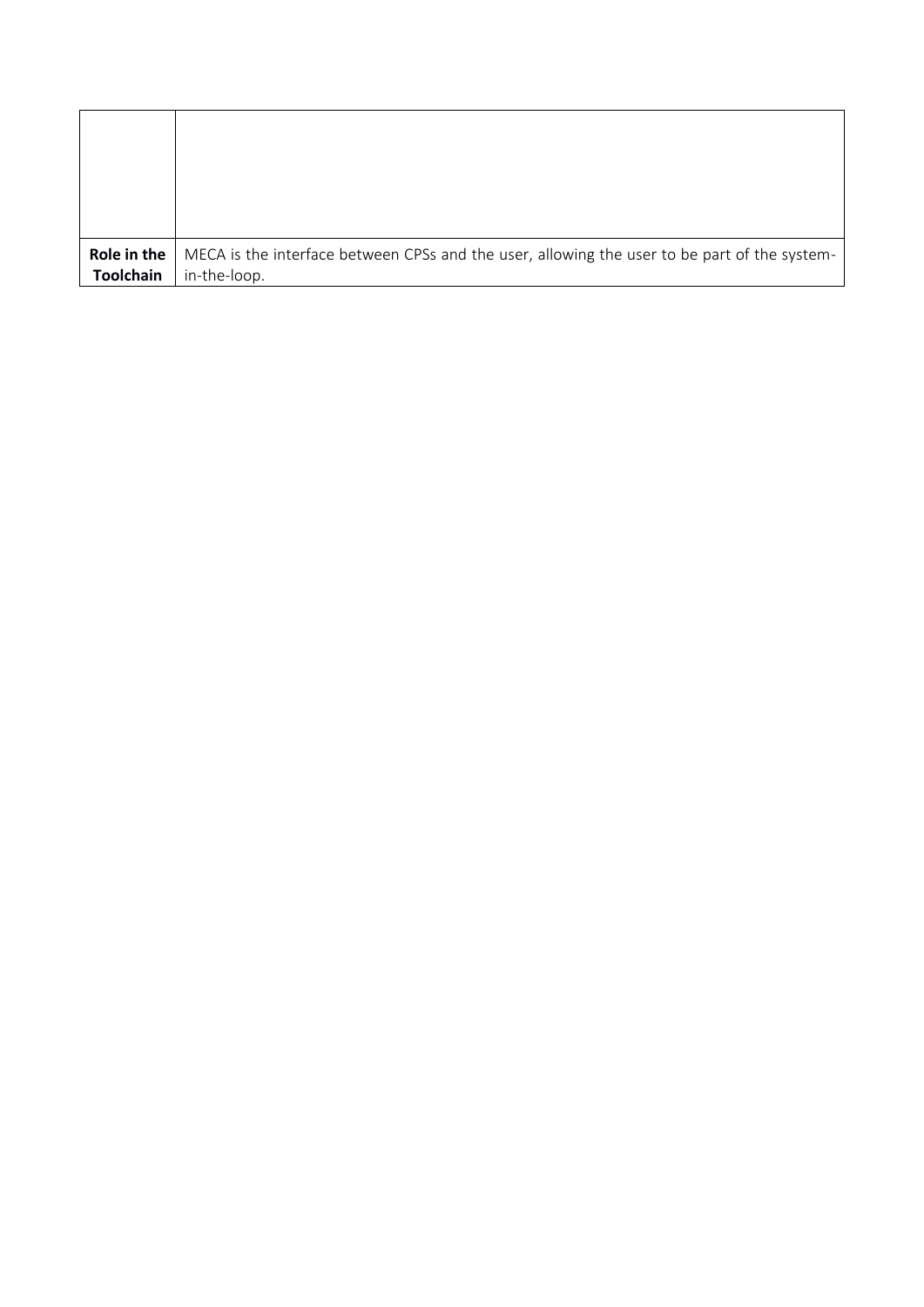| | |
| --- | --- |
| | |
| **Role in the Toolchain** | MECA is the interface between CPSs and the user, allowing the user to be part of the system-in-the-loop. |